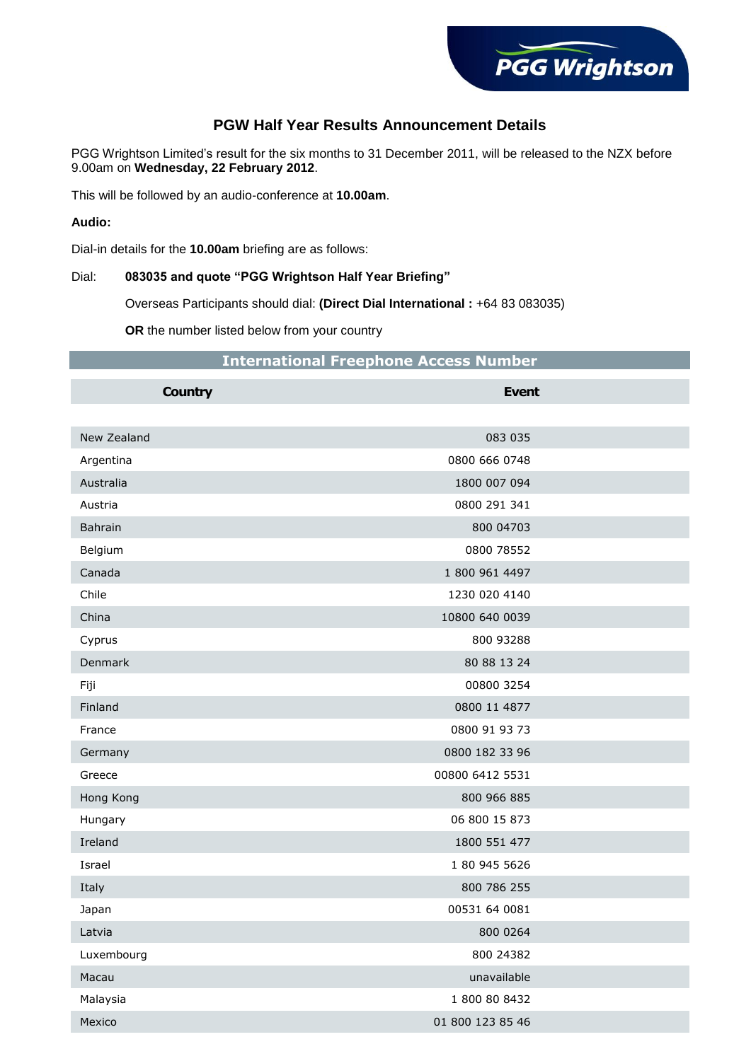# PGW Half Year Results Announcement Details

PGG Wrightson Limited's result for the six months to 31 December 2011, will be released to the NZX before 9.00am on **Wednesday, 22 February 2012**.

This will be followed by an audio-conference at **10.00am**.

**Audio:**

Dial-in details for the **10.00am** briefing are as follows:

Dial: **083035 and quote "PGG Wrightson Half Year Briefing"**

Overseas Participants should dial: **(Direct Dial International :** +64 83 083035)

**OR** the number listed below from your country

| International Freephone Access Number | |
|---|---|
| **Country** | **Event** |
| New Zealand | 083 035 |
| Argentina | 0800 666 0748 |
| Australia | 1800 007 094 |
| Austria | 0800 291 341 |
| Bahrain | 800 04703 |
| Belgium | 0800 78552 |
| Canada | 1 800 961 4497 |
| Chile | 1230 020 4140 |
| China | 10800 640 0039 |
| Cyprus | 800 93288 |
| Denmark | 80 88 13 24 |
| Fiji | 00800 3254 |
| Finland | 0800 11 4877 |
| France | 0800 91 93 73 |
| Germany | 0800 182 33 96 |
| Greece | 00800 6412 5531 |
| Hong Kong | 800 966 885 |
| Hungary | 06 800 15 873 |
| Ireland | 1800 551 477 |
| Israel | 1 80 945 5626 |
| Italy | 800 786 255 |
| Japan | 00531 64 0081 |
| Latvia | 800 0264 |
| Luxembourg | 800 24382 |
| Macau | unavailable |
| Malaysia | 1 800 80 8432 |
| Mexico | 01 800 123 85 46 |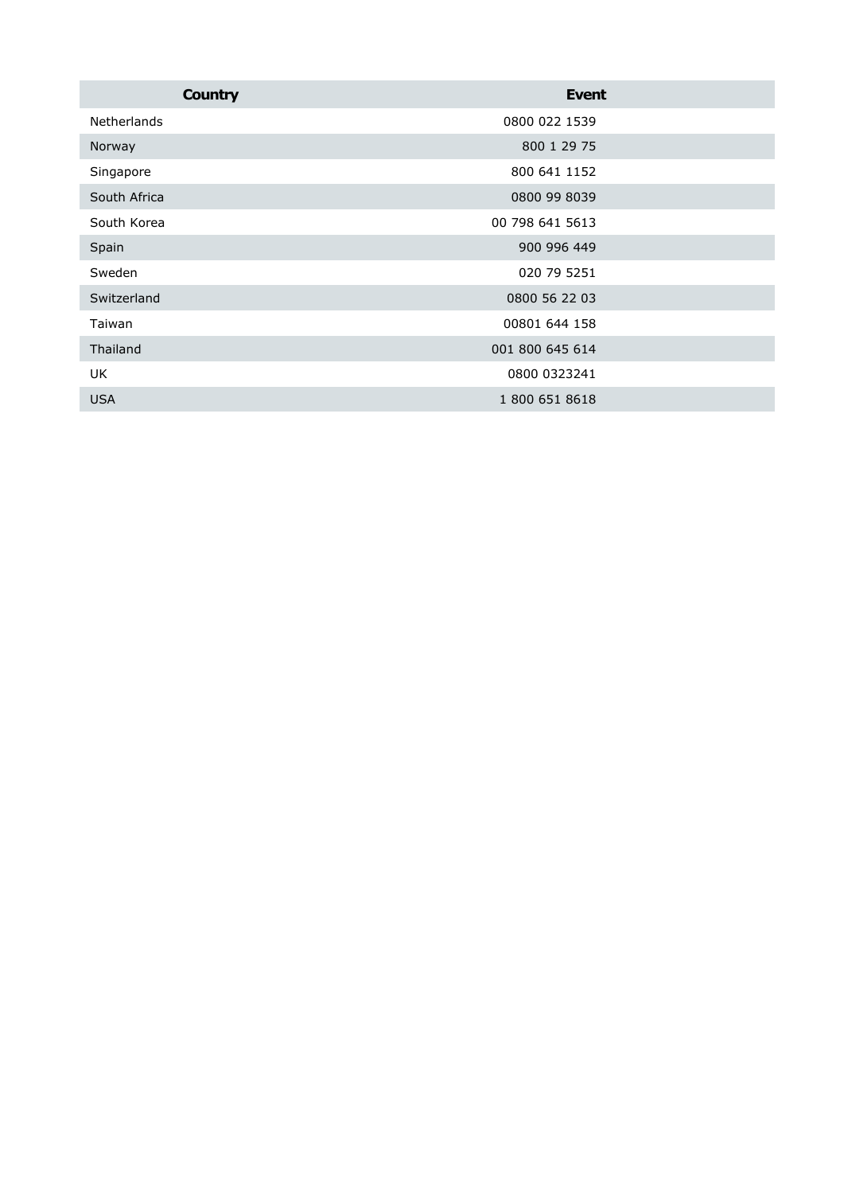| Country | Event |
|---|---|
| Netherlands | 0800 022 1539 |
| Norway | 800 1 29 75 |
| Singapore | 800 641 1152 |
| South Africa | 0800 99 8039 |
| South Korea | 00 798 641 5613 |
| Spain | 900 996 449 |
| Sweden | 020 79 5251 |
| Switzerland | 0800 56 22 03 |
| Taiwan | 00801 644 158 |
| Thailand | 001 800 645 614 |
| UK | 0800 0323241 |
| USA | 1 800 651 8618 |